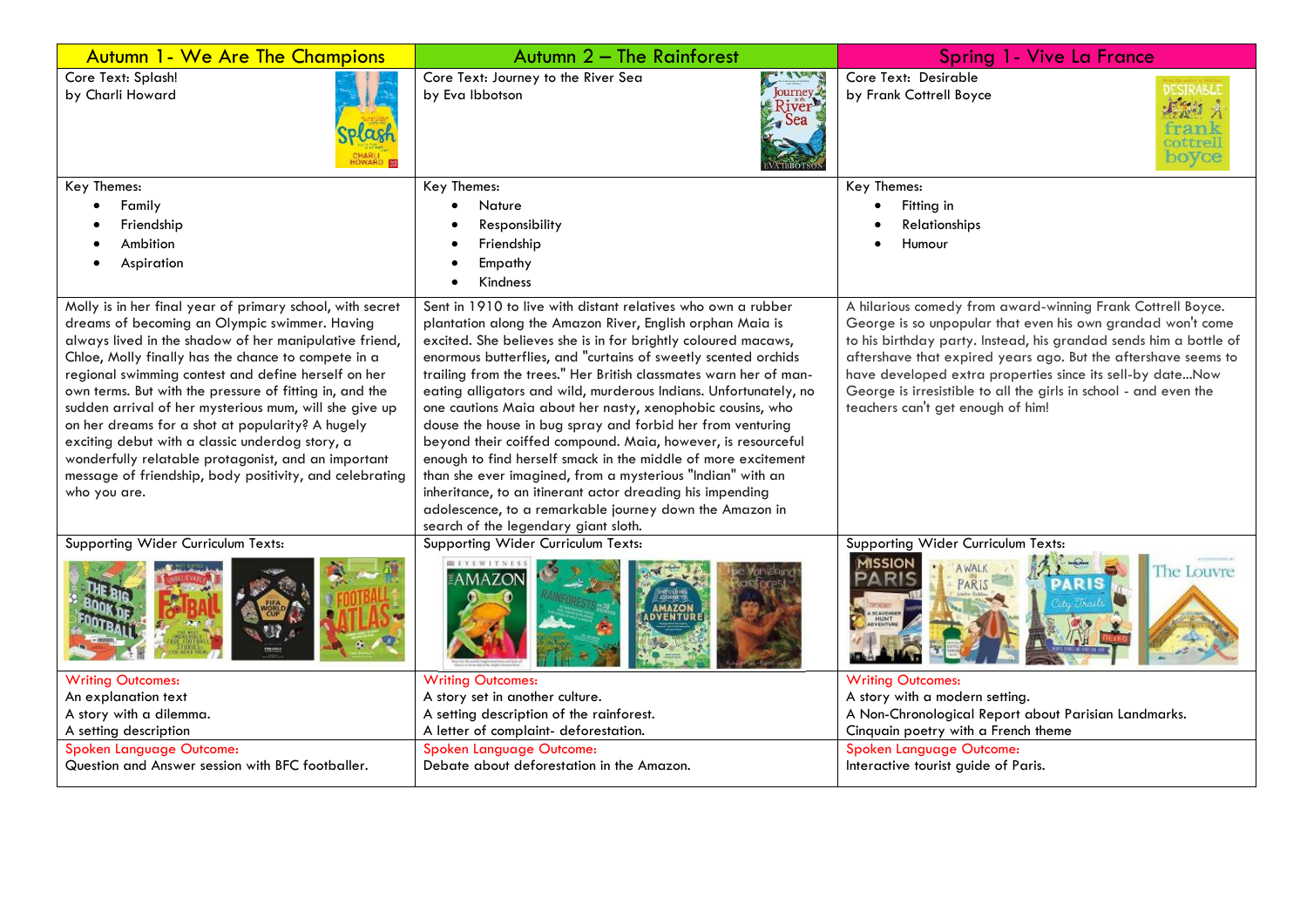| Autumn 1- We Are The Champions | Autumn 2 – The Rainforest | Spring 1- Vive La France |
|---|---|---|
| Core Text: Splash!<br>by Charli Howard | Core Text: Journey to the River Sea<br>by Eva Ibbotson | Core Text: Desirable<br>by Frank Cottrell Boyce |
| Key Themes:<br>• Family<br>• Friendship<br>• Ambition<br>• Aspiration | Key Themes:<br>• Nature<br>• Responsibility<br>• Friendship<br>• Empathy<br>• Kindness | Key Themes:<br>• Fitting in<br>• Relationships<br>• Humour |
| Molly is in her final year of primary school, with secret dreams of becoming an Olympic swimmer. Having always lived in the shadow of her manipulative friend, Chloe, Molly finally has the chance to compete in a regional swimming contest and define herself on her own terms. But with the pressure of fitting in, and the sudden arrival of her mysterious mum, will she give up on her dreams for a shot at popularity? A hugely exciting debut with a classic underdog story, a wonderfully relatable protagonist, and an important message of friendship, body positivity, and celebrating who you are. | Sent in 1910 to live with distant relatives who own a rubber plantation along the Amazon River, English orphan Maia is excited. She believes she is in for brightly coloured macaws, enormous butterflies, and "curtains of sweetly scented orchids trailing from the trees." Her British classmates warn her of man-eating alligators and wild, murderous Indians. Unfortunately, no one cautions Maia about her nasty, xenophobic cousins, who douse the house in bug spray and forbid her from venturing beyond their coiffed compound. Maia, however, is resourceful enough to find herself smack in the middle of more excitement than she ever imagined, from a mysterious "Indian" with an inheritance, to an itinerant actor dreading his impending adolescence, to a remarkable journey down the Amazon in search of the legendary giant sloth. | A hilarious comedy from award-winning Frank Cottrell Boyce. George is so unpopular that even his own grandad won't come to his birthday party. Instead, his grandad sends him a bottle of aftershave that expired years ago. But the aftershave seems to have developed extra properties since its sell-by date...Now George is irresistible to all the girls in school - and even the teachers can't get enough of him! |
| Supporting Wider Curriculum Texts: | Supporting Wider Curriculum Texts: | Supporting Wider Curriculum Texts: |
| Writing Outcomes:<br>An explanation text<br>A story with a dilemma.<br>A setting description | Writing Outcomes:<br>A story set in another culture.<br>A setting description of the rainforest.<br>A letter of complaint- deforestation. | Writing Outcomes:<br>A story with a modern setting.<br>A Non-Chronological Report about Parisian Landmarks.<br>Cinquain poetry with a French theme |
| Spoken Language Outcome:<br>Question and Answer session with BFC footballer. | Spoken Language Outcome:<br>Debate about deforestation in the Amazon. | Spoken Language Outcome:<br>Interactive tourist guide of Paris. |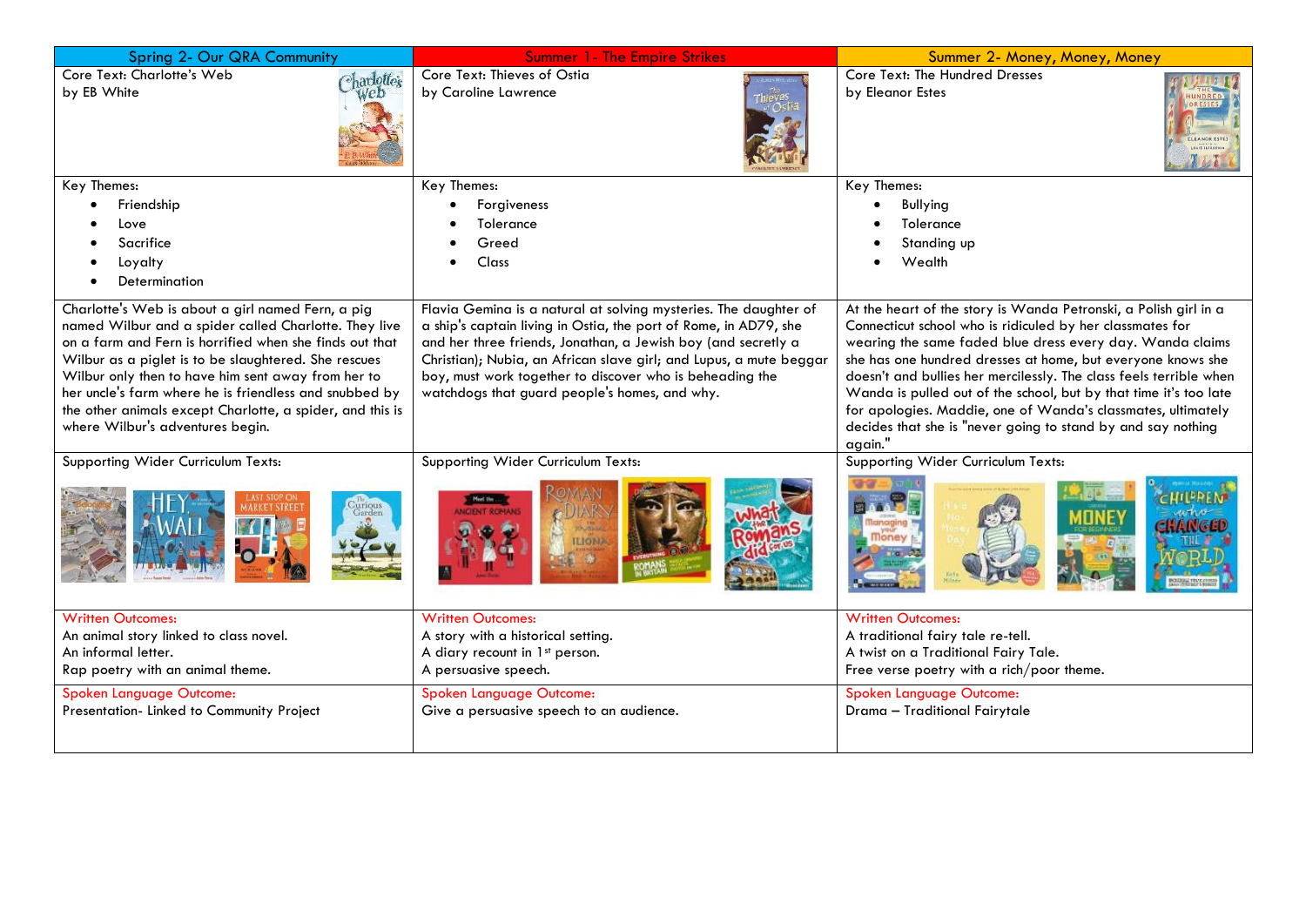| Spring 2- Our QRA Community | Summer 1- The Empire Strikes | Summer 2- Money, Money, Money |
|---|---|---|
| Core Text: Charlotte's Web<br>by EB White | Core Text: Thieves of Ostia<br>by Caroline Lawrence | Core Text: The Hundred Dresses<br>by Eleanor Estes |
| Key Themes:<br>• Friendship<br>• Love<br>• Sacrifice<br>• Loyalty<br>• Determination | Key Themes:<br>• Forgiveness<br>• Tolerance<br>• Greed<br>• Class | Key Themes:<br>• Bullying<br>• Tolerance<br>• Standing up<br>• Wealth |
| Charlotte's Web is about a girl named Fern, a pig named Wilbur and a spider called Charlotte. They live on a farm and Fern is horrified when she finds out that Wilbur as a piglet is to be slaughtered. She rescues Wilbur only then to have him sent away from her to her uncle's farm where he is friendless and snubbed by the other animals except Charlotte, a spider, and this is where Wilbur's adventures begin. | Flavia Gemina is a natural at solving mysteries. The daughter of a ship's captain living in Ostia, the port of Rome, in AD79, she and her three friends, Jonathan, a Jewish boy (and secretly a Christian); Nubia, an African slave girl; and Lupus, a mute beggar boy, must work together to discover who is beheading the watchdogs that guard people's homes, and why. | At the heart of the story is Wanda Petronski, a Polish girl in a Connecticut school who is ridiculed by her classmates for wearing the same faded blue dress every day. Wanda claims she has one hundred dresses at home, but everyone knows she doesn't and bullies her mercilessly. The class feels terrible when Wanda is pulled out of the school, but by that time it's too late for apologies. Maddie, one of Wanda's classmates, ultimately decides that she is "never going to stand by and say nothing again." |
| Supporting Wider Curriculum Texts: | Supporting Wider Curriculum Texts: | Supporting Wider Curriculum Texts: |
| Written Outcomes:<br>An animal story linked to class novel.<br>An informal letter.<br>Rap poetry with an animal theme. | Written Outcomes:<br>A story with a historical setting.<br>A diary recount in 1st person.<br>A persuasive speech. | Written Outcomes:<br>A traditional fairy tale re-tell.<br>A twist on a Traditional Fairy Tale.<br>Free verse poetry with a rich/poor theme. |
| Spoken Language Outcome:<br>Presentation- Linked to Community Project | Spoken Language Outcome:<br>Give a persuasive speech to an audience. | Spoken Language Outcome:<br>Drama – Traditional Fairytale |